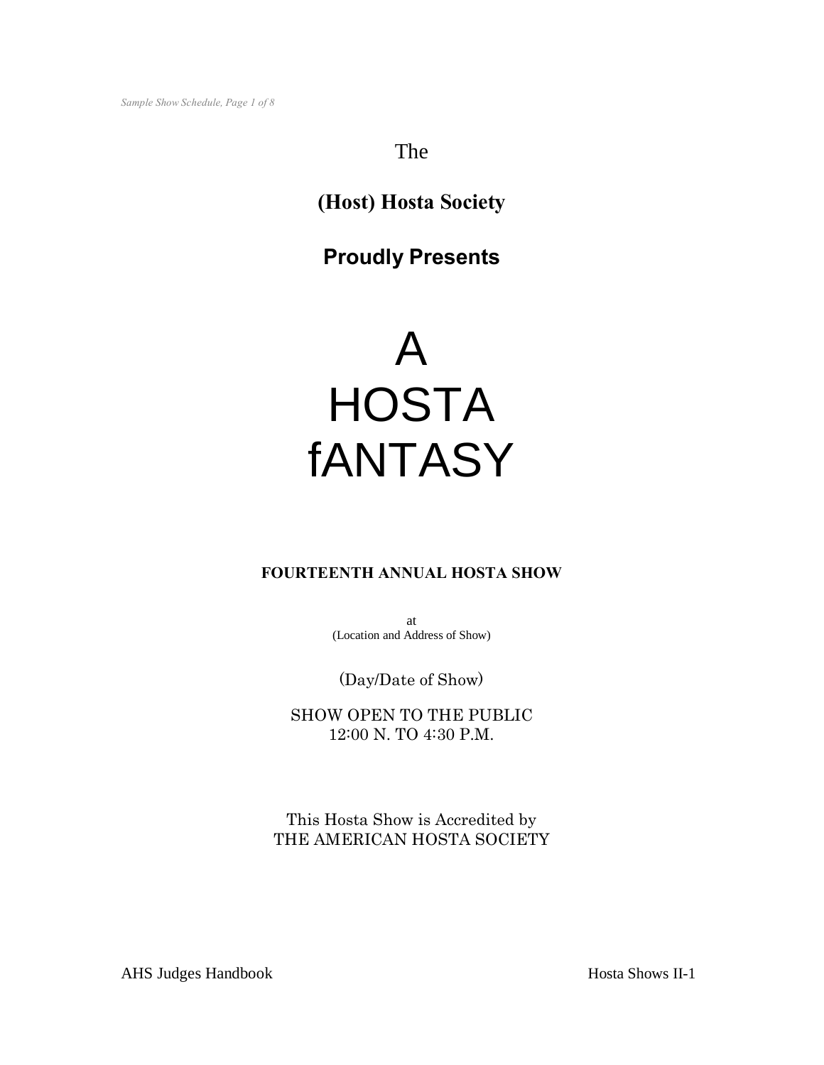The

**(Host) Hosta Society**

**Proudly Presents**

# A HOSTA fANTASY

**FOURTEENTH ANNUAL HOSTA SHOW**

at
(Location and Address of Show)

(Day/Date of Show)

SHOW OPEN TO THE PUBLIC
12:00 N. TO 4:30 P.M.

This Hosta Show is Accredited by
THE AMERICAN HOSTA SOCIETY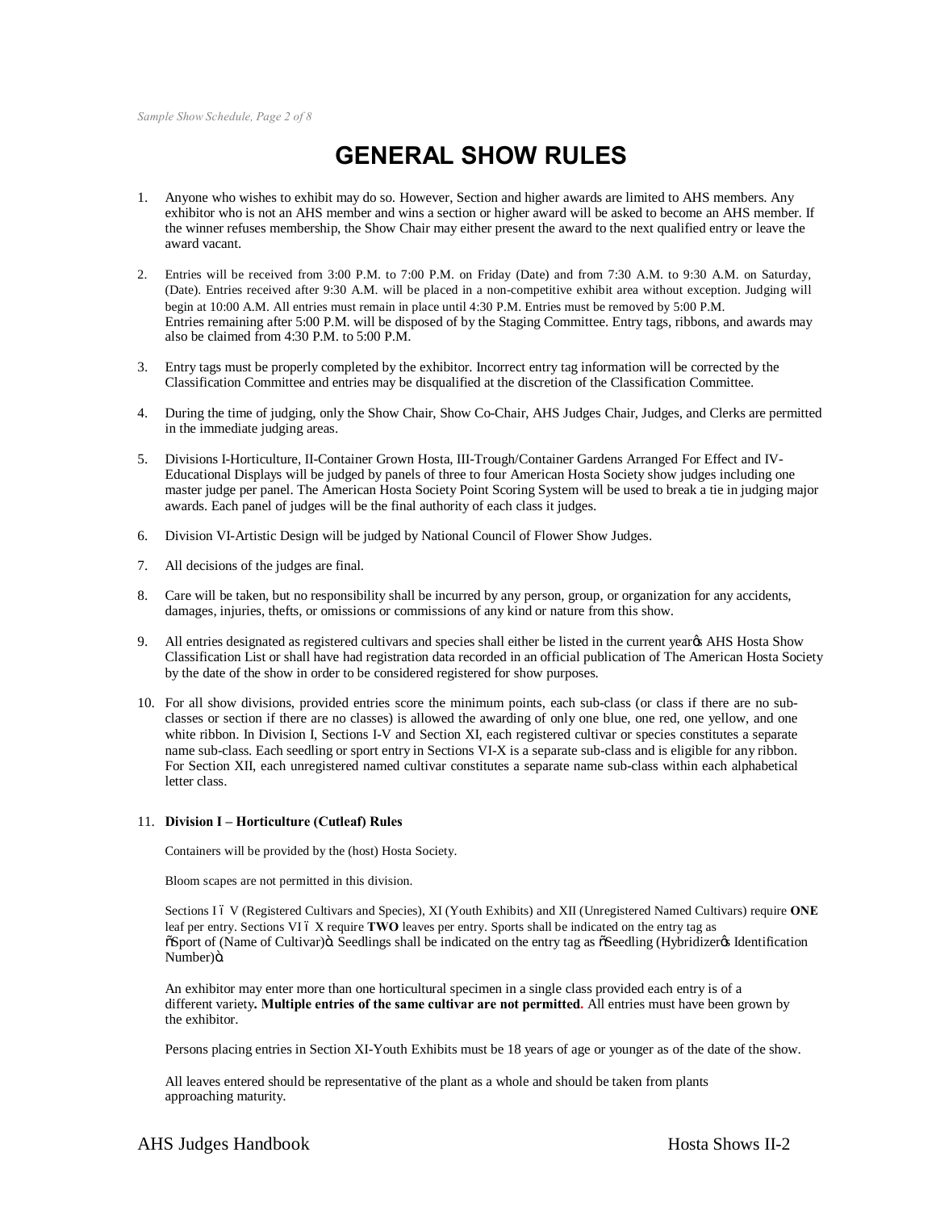# GENERAL SHOW RULES

1. Anyone who wishes to exhibit may do so. However, Section and higher awards are limited to AHS members. Any exhibitor who is not an AHS member and wins a section or higher award will be asked to become an AHS member. If the winner refuses membership, the Show Chair may either present the award to the next qualified entry or leave the award vacant.

2. Entries will be received from 3:00 P.M. to 7:00 P.M. on Friday (Date) and from 7:30 A.M. to 9:30 A.M. on Saturday, (Date). Entries received after 9:30 A.M. will be placed in a non-competitive exhibit area without exception. Judging will begin at 10:00 A.M. All entries must remain in place until 4:30 P.M. Entries must be removed by 5:00 P.M. Entries remaining after 5:00 P.M. will be disposed of by the Staging Committee. Entry tags, ribbons, and awards may also be claimed from 4:30 P.M. to 5:00 P.M.

3. Entry tags must be properly completed by the exhibitor. Incorrect entry tag information will be corrected by the Classification Committee and entries may be disqualified at the discretion of the Classification Committee.

4. During the time of judging, only the Show Chair, Show Co-Chair, AHS Judges Chair, Judges, and Clerks are permitted in the immediate judging areas.

5. Divisions I-Horticulture, II-Container Grown Hosta, III-Trough/Container Gardens Arranged For Effect and IV-Educational Displays will be judged by panels of three to four American Hosta Society show judges including one master judge per panel. The American Hosta Society Point Scoring System will be used to break a tie in judging major awards. Each panel of judges will be the final authority of each class it judges.

6. Division VI-Artistic Design will be judged by National Council of Flower Show Judges.

7. All decisions of the judges are final.

8. Care will be taken, but no responsibility shall be incurred by any person, group, or organization for any accidents, damages, injuries, thefts, or omissions or commissions of any kind or nature from this show.

9. All entries designated as registered cultivars and species shall either be listed in the current year's AHS Hosta Show Classification List or shall have had registration data recorded in an official publication of The American Hosta Society by the date of the show in order to be considered registered for show purposes.

10. For all show divisions, provided entries score the minimum points, each sub-class (or class if there are no sub-classes or section if there are no classes) is allowed the awarding of only one blue, one red, one yellow, and one white ribbon. In Division I, Sections I-V and Section XI, each registered cultivar or species constitutes a separate name sub-class. Each seedling or sport entry in Sections VI-X is a separate sub-class and is eligible for any ribbon. For Section XII, each unregistered named cultivar constitutes a separate name sub-class within each alphabetical letter class.

11. **Division I – Horticulture (Cutleaf) Rules**

    Containers will be provided by the (host) Hosta Society.

    Bloom scapes are not permitted in this division.

    Sections I – V (Registered Cultivars and Species), XI (Youth Exhibits) and XII (Unregistered Named Cultivars) require **ONE** leaf per entry. Sections VI – X require **TWO** leaves per entry. Sports shall be indicated on the entry tag as "Sport of (Name of Cultivar)". Seedlings shall be indicated on the entry tag as "Seedling (Hybridizer's Identification Number)".

    An exhibitor may enter more than one horticultural specimen in a single class provided each entry is of a different variety**. Multiple entries of the same cultivar are not permitted**. All entries must have been grown by the exhibitor.

    Persons placing entries in Section XI-Youth Exhibits must be 18 years of age or younger as of the date of the show.

    All leaves entered should be representative of the plant as a whole and should be taken from plants approaching maturity.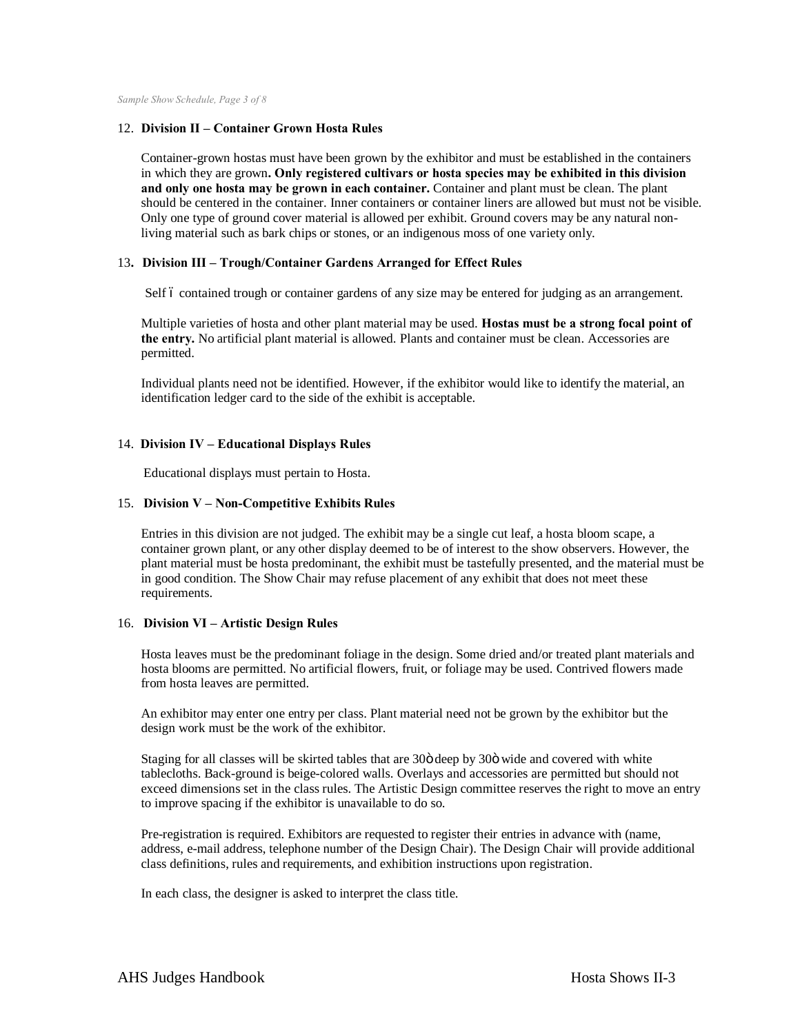12. **Division II – Container Grown Hosta Rules**

    Container-grown hostas must have been grown by the exhibitor and must be established in the containers in which they are grown**. Only registered cultivars or hosta species may be exhibited in this division and only one hosta may be grown in each container.** Container and plant must be clean. The plant should be centered in the container. Inner containers or container liners are allowed but must not be visible. Only one type of ground cover material is allowed per exhibit. Ground covers may be any natural non-living material such as bark chips or stones, or an indigenous moss of one variety only.

13. **Division III – Trough/Container Gardens Arranged for Effect Rules**

    Self ï contained trough or container gardens of any size may be entered for judging as an arrangement.

    Multiple varieties of hosta and other plant material may be used. **Hostas must be a strong focal point of the entry.** No artificial plant material is allowed. Plants and container must be clean. Accessories are permitted.

    Individual plants need not be identified. However, if the exhibitor would like to identify the material, an identification ledger card to the side of the exhibit is acceptable.

14. **Division IV – Educational Displays Rules**

    Educational displays must pertain to Hosta.

15. **Division V – Non-Competitive Exhibits Rules**

    Entries in this division are not judged. The exhibit may be a single cut leaf, a hosta bloom scape, a container grown plant, or any other display deemed to be of interest to the show observers. However, the plant material must be hosta predominant, the exhibit must be tastefully presented, and the material must be in good condition. The Show Chair may refuse placement of any exhibit that does not meet these requirements.

16. **Division VI – Artistic Design Rules**

    Hosta leaves must be the predominant foliage in the design. Some dried and/or treated plant materials and hosta blooms are permitted. No artificial flowers, fruit, or foliage may be used. Contrived flowers made from hosta leaves are permitted.

    An exhibitor may enter one entry per class. Plant material need not be grown by the exhibitor but the design work must be the work of the exhibitor.

    Staging for all classes will be skirted tables that are 30ö deep by 30ö wide and covered with white tablecloths. Back-ground is beige-colored walls. Overlays and accessories are permitted but should not exceed dimensions set in the class rules. The Artistic Design committee reserves the right to move an entry to improve spacing if the exhibitor is unavailable to do so.

    Pre-registration is required. Exhibitors are requested to register their entries in advance with (name, address, e-mail address, telephone number of the Design Chair). The Design Chair will provide additional class definitions, rules and requirements, and exhibition instructions upon registration.

    In each class, the designer is asked to interpret the class title.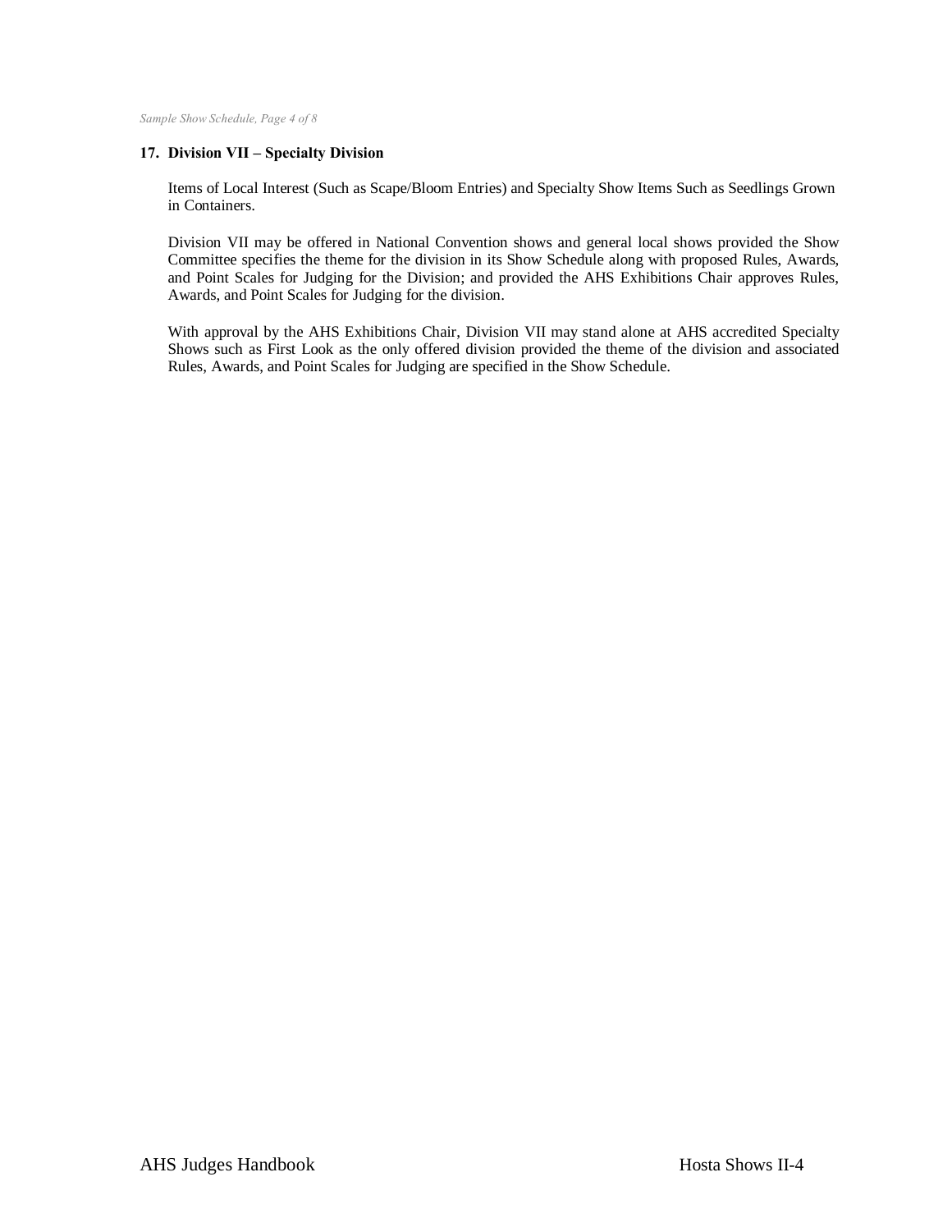**17. Division VII – Specialty Division**

Items of Local Interest (Such as Scape/Bloom Entries) and Specialty Show Items Such as Seedlings Grown in Containers.

Division VII may be offered in National Convention shows and general local shows provided the Show Committee specifies the theme for the division in its Show Schedule along with proposed Rules, Awards, and Point Scales for Judging for the Division; and provided the AHS Exhibitions Chair approves Rules, Awards, and Point Scales for Judging for the division.

With approval by the AHS Exhibitions Chair, Division VII may stand alone at AHS accredited Specialty Shows such as First Look as the only offered division provided the theme of the division and associated Rules, Awards, and Point Scales for Judging are specified in the Show Schedule.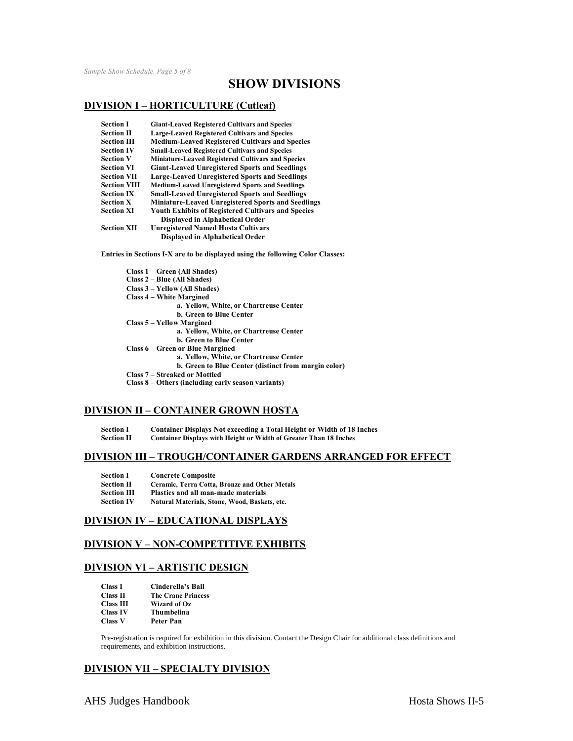# SHOW DIVISIONS

## DIVISION I – HORTICULTURE (Cutleaf)

| | |
|---|---|
| **Section I** | **Giant-Leaved Registered Cultivars and Species** |
| **Section II** | **Large-Leaved Registered Cultivars and Species** |
| **Section III** | **Medium-Leaved Registered Cultivars and Species** |
| **Section IV** | **Small-Leaved Registered Cultivars and Species** |
| **Section V** | **Miniature-Leaved Registered Cultivars and Species** |
| **Section VI** | **Giant-Leaved Unregistered Sports and Seedlings** |
| **Section VII** | **Large-Leaved Unregistered Sports and Seedlings** |
| **Section VIII** | **Medium-Leaved Unregistered Sports and Seedlings** |
| **Section IX** | **Small-Leaved Unregistered Sports and Seedlings** |
| **Section X** | **Miniature-Leaved Unregistered Sports and Seedlings** |
| **Section XI** | **Youth Exhibits of Registered Cultivars and Species Displayed in Alphabetical Order** |
| **Section XII** | **Unregistered Named Hosta Cultivars Displayed in Alphabetical Order** |

**Entries in Sections I-X are to be displayed using the following Color Classes:**

- **Class 1 – Green (All Shades)**
- **Class 2 – Blue (All Shades)**
- **Class 3 – Yellow (All Shades)**
- **Class 4 – White Margined**
  - **a. Yellow, White, or Chartreuse Center**
  - **b. Green to Blue Center**
- **Class 5 – Yellow Margined**
  - **a. Yellow, White, or Chartreuse Center**
  - **b. Green to Blue Center**
- **Class 6 – Green or Blue Margined**
  - **a. Yellow, White, or Chartreuse Center**
  - **b. Green to Blue Center (distinct from margin color)**
- **Class 7 – Streaked or Mottled**
- **Class 8 – Others (including early season variants)**

## DIVISION II – CONTAINER GROWN HOSTA

| | |
|---|---|
| **Section I** | **Container Displays Not exceeding a Total Height or Width of 18 Inches** |
| **Section II** | **Container Displays with Height or Width of Greater Than 18 Inches** |

## DIVISION III – TROUGH/CONTAINER GARDENS ARRANGED FOR EFFECT

| | |
|---|---|
| **Section I** | **Concrete Composite** |
| **Section II** | **Ceramic, Terra Cotta, Bronze and Other Metals** |
| **Section III** | **Plastics and all man-made materials** |
| **Section IV** | **Natural Materials, Stone, Wood, Baskets, etc.** |

## DIVISION IV – EDUCATIONAL DISPLAYS

## DIVISION V – NON-COMPETITIVE EXHIBITS

## DIVISION VI – ARTISTIC DESIGN

| | |
|---|---|
| **Class I** | **Cinderella's Ball** |
| **Class II** | **The Crane Princess** |
| **Class III** | **Wizard of Oz** |
| **Class IV** | **Thumbelina** |
| **Class V** | **Peter Pan** |

Pre-registration is required for exhibition in this division. Contact the Design Chair for additional class definitions and requirements, and exhibition instructions.

## DIVISION VII – SPECIALTY DIVISION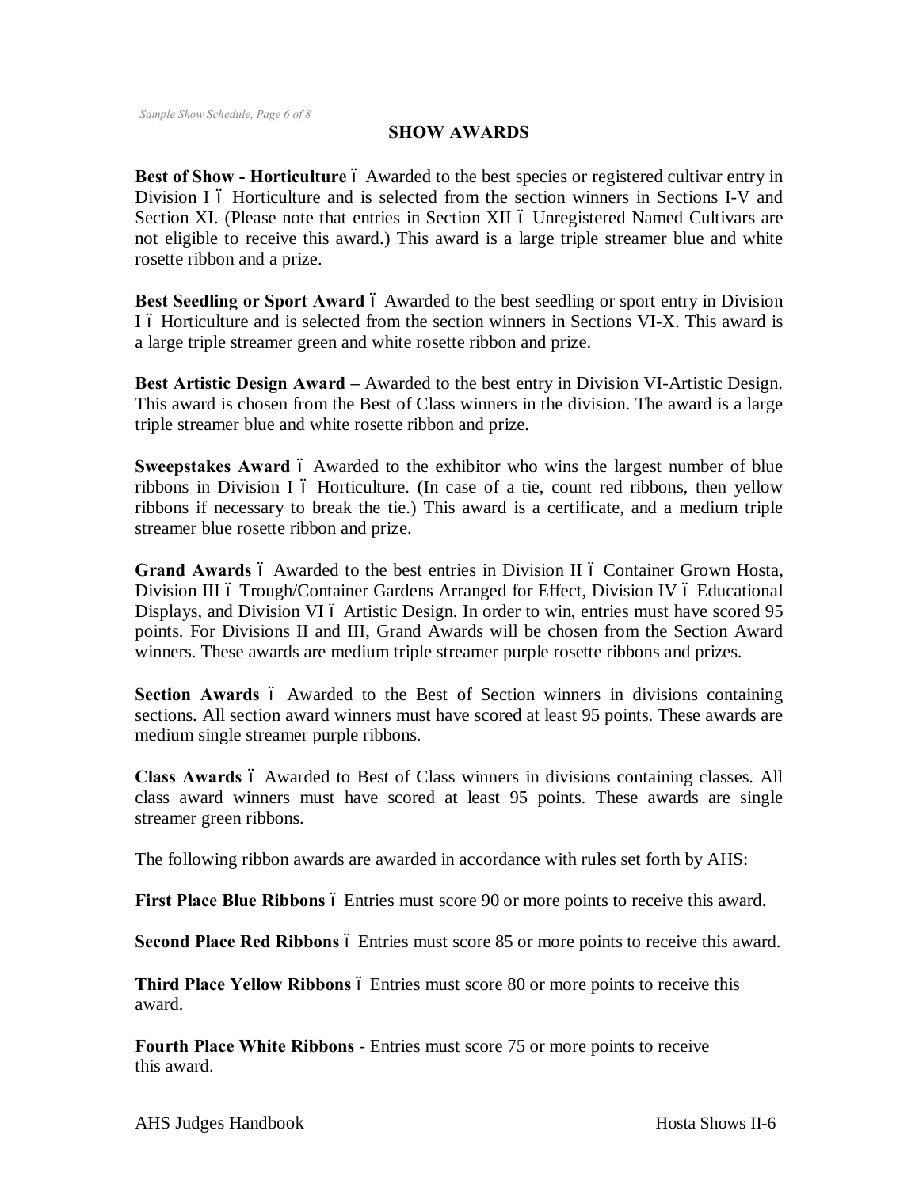## SHOW AWARDS

**Best of Show - Horticulture** ó Awarded to the best species or registered cultivar entry in Division I ó Horticulture and is selected from the section winners in Sections I-V and Section XI. (Please note that entries in Section XII ó Unregistered Named Cultivars are not eligible to receive this award.) This award is a large triple streamer blue and white rosette ribbon and a prize.

**Best Seedling or Sport Award** ó Awarded to the best seedling or sport entry in Division I ó Horticulture and is selected from the section winners in Sections VI-X. This award is a large triple streamer green and white rosette ribbon and prize.

**Best Artistic Design Award** – Awarded to the best entry in Division VI-Artistic Design. This award is chosen from the Best of Class winners in the division. The award is a large triple streamer blue and white rosette ribbon and prize.

**Sweepstakes Award** ó Awarded to the exhibitor who wins the largest number of blue ribbons in Division I ó Horticulture. (In case of a tie, count red ribbons, then yellow ribbons if necessary to break the tie.) This award is a certificate, and a medium triple streamer blue rosette ribbon and prize.

**Grand Awards** ó Awarded to the best entries in Division II ó Container Grown Hosta, Division III ó Trough/Container Gardens Arranged for Effect, Division IV ó Educational Displays, and Division VI ó Artistic Design. In order to win, entries must have scored 95 points. For Divisions II and III, Grand Awards will be chosen from the Section Award winners. These awards are medium triple streamer purple rosette ribbons and prizes.

**Section Awards** ó Awarded to the Best of Section winners in divisions containing sections. All section award winners must have scored at least 95 points. These awards are medium single streamer purple ribbons.

**Class Awards** ó Awarded to Best of Class winners in divisions containing classes. All class award winners must have scored at least 95 points. These awards are single streamer green ribbons.

The following ribbon awards are awarded in accordance with rules set forth by AHS:

**First Place Blue Ribbons** ó Entries must score 90 or more points to receive this award.

**Second Place Red Ribbons** ó Entries must score 85 or more points to receive this award.

**Third Place Yellow Ribbons** ó Entries must score 80 or more points to receive this award.

**Fourth Place White Ribbons** - Entries must score 75 or more points to receive this award.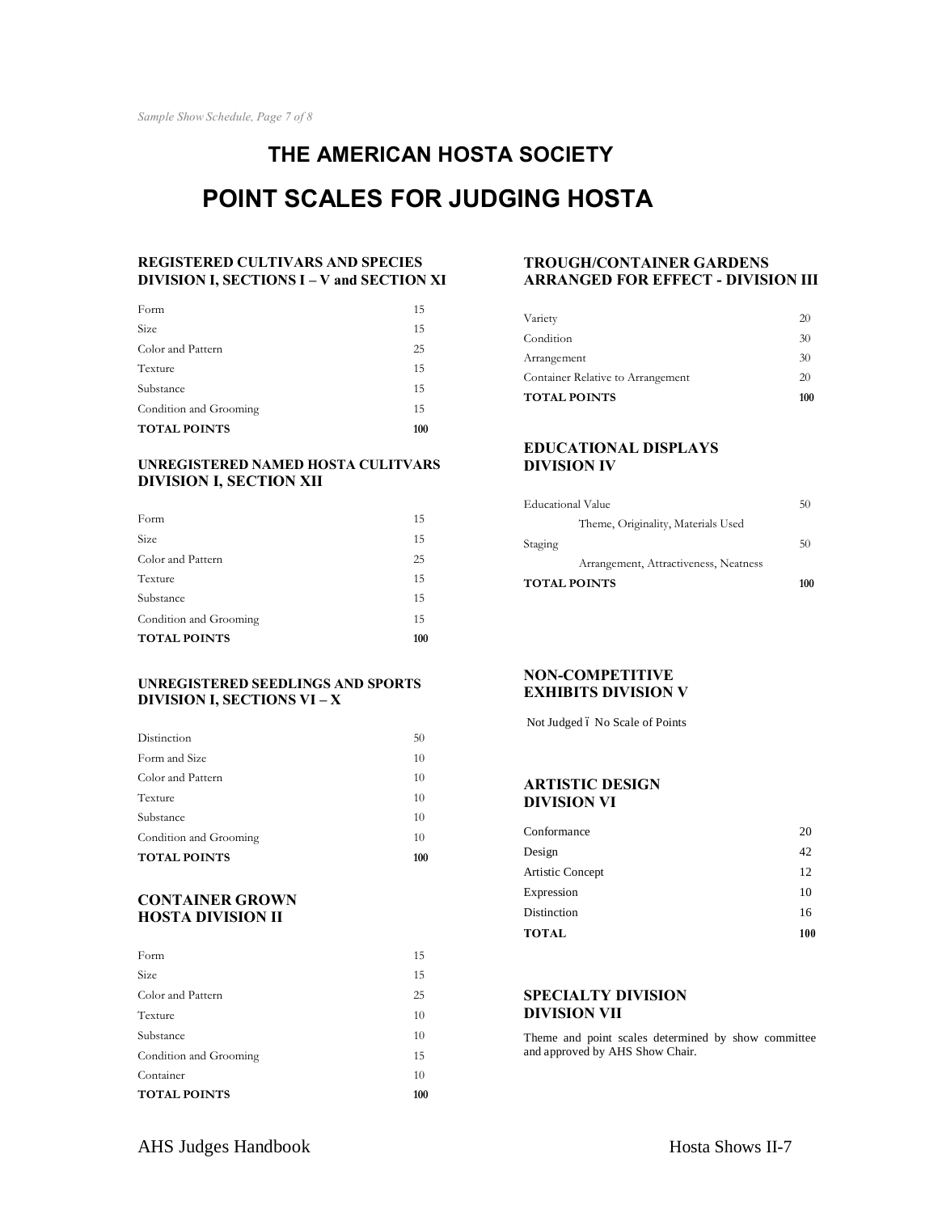# THE AMERICAN HOSTA SOCIETY

# POINT SCALES FOR JUDGING HOSTA

### REGISTERED CULTIVARS AND SPECIES DIVISION I, SECTIONS I – V and SECTION XI

| | |
|---|---|
| Form | 15 |
| Size | 15 |
| Color and Pattern | 25 |
| Texture | 15 |
| Substance | 15 |
| Condition and Grooming | 15 |
| **TOTAL POINTS** | **100** |

### UNREGISTERED NAMED HOSTA CULITVARS DIVISION I, SECTION XII

| | |
|---|---|
| Form | 15 |
| Size | 15 |
| Color and Pattern | 25 |
| Texture | 15 |
| Substance | 15 |
| Condition and Grooming | 15 |
| **TOTAL POINTS** | **100** |

### UNREGISTERED SEEDLINGS AND SPORTS DIVISION I, SECTIONS VI – X

| | |
|---|---|
| Distinction | 50 |
| Form and Size | 10 |
| Color and Pattern | 10 |
| Texture | 10 |
| Substance | 10 |
| Condition and Grooming | 10 |
| **TOTAL POINTS** | **100** |

### CONTAINER GROWN HOSTA DIVISION II

| | |
|---|---|
| Form | 15 |
| Size | 15 |
| Color and Pattern | 25 |
| Texture | 10 |
| Substance | 10 |
| Condition and Grooming | 15 |
| Container | 10 |
| **TOTAL POINTS** | **100** |

### TROUGH/CONTAINER GARDENS ARRANGED FOR EFFECT - DIVISION III

| | |
|---|---|
| Variety | 20 |
| Condition | 30 |
| Arrangement | 30 |
| Container Relative to Arrangement | 20 |
| **TOTAL POINTS** | **100** |

### EDUCATIONAL DISPLAYS DIVISION IV

| | |
|---|---|
| Educational Value<br>Theme, Originality, Materials Used | 50 |
| Staging<br>Arrangement, Attractiveness, Neatness | 50 |
| **TOTAL POINTS** | **100** |

### NON-COMPETITIVE EXHIBITS DIVISION V

Not Judged – No Scale of Points

### ARTISTIC DESIGN DIVISION VI

| | |
|---|---|
| Conformance | 20 |
| Design | 42 |
| Artistic Concept | 12 |
| Expression | 10 |
| Distinction | 16 |
| **TOTAL** | **100** |

### SPECIALTY DIVISION DIVISION VII

Theme and point scales determined by show committee and approved by AHS Show Chair.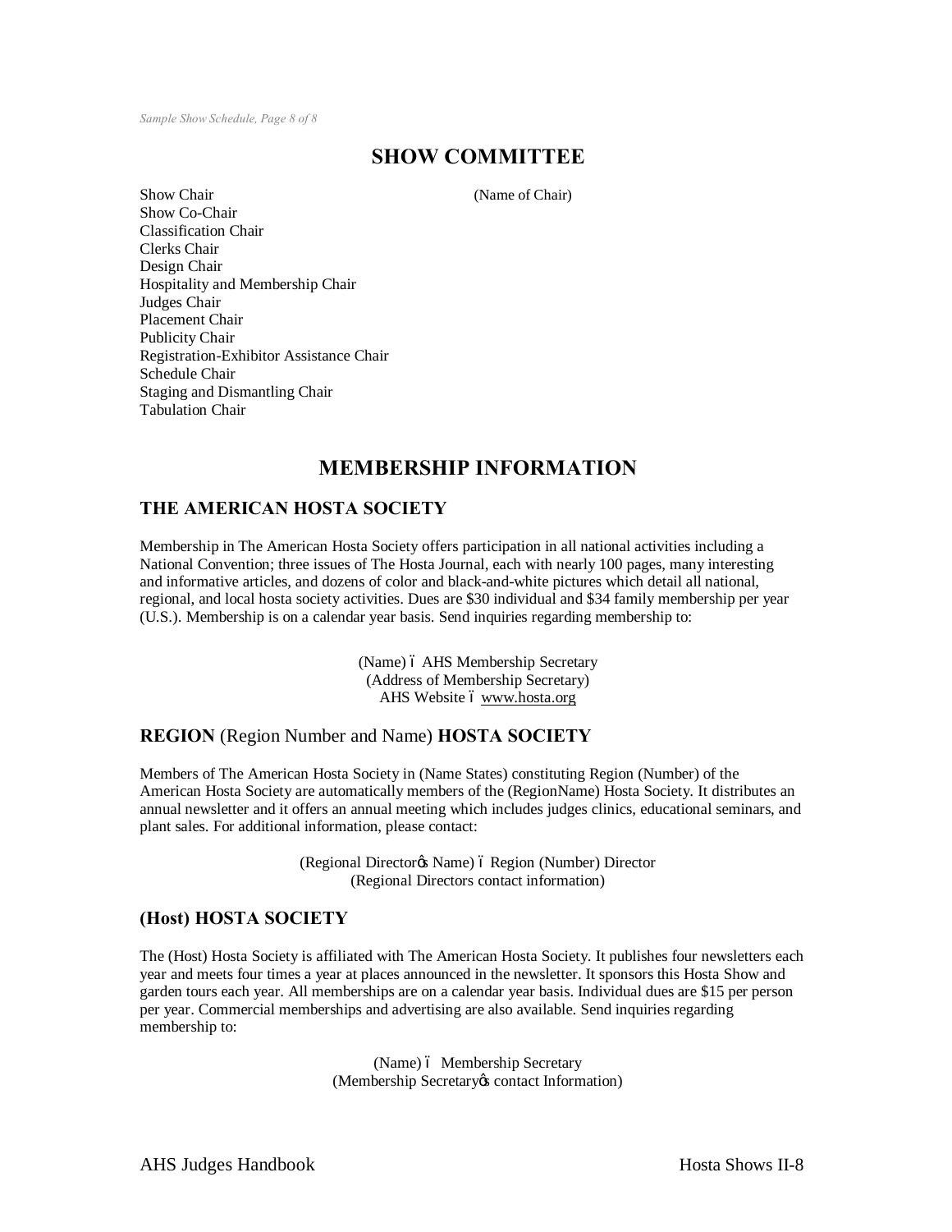## SHOW COMMITTEE

| | |
|---|---|
| Show Chair | (Name of Chair) |
| Show Co-Chair | |
| Classification Chair | |
| Clerks Chair | |
| Design Chair | |
| Hospitality and Membership Chair | |
| Judges Chair | |
| Placement Chair | |
| Publicity Chair | |
| Registration-Exhibitor Assistance Chair | |
| Schedule Chair | |
| Staging and Dismantling Chair | |
| Tabulation Chair | |

## MEMBERSHIP INFORMATION

### THE AMERICAN HOSTA SOCIETY

Membership in The American Hosta Society offers participation in all national activities including a National Convention; three issues of The Hosta Journal, each with nearly 100 pages, many interesting and informative articles, and dozens of color and black-and-white pictures which detail all national, regional, and local hosta society activities. Dues are $30 individual and $34 family membership per year (U.S.). Membership is on a calendar year basis. Send inquiries regarding membership to:

(Name) – AHS Membership Secretary
(Address of Membership Secretary)
AHS Website – www.hosta.org

### REGION (Region Number and Name) HOSTA SOCIETY

Members of The American Hosta Society in (Name States) constituting Region (Number) of the American Hosta Society are automatically members of the (RegionName) Hosta Society. It distributes an annual newsletter and it offers an annual meeting which includes judges clinics, educational seminars, and plant sales. For additional information, please contact:

(Regional Director's Name) – Region (Number) Director
(Regional Directors contact information)

### (Host) HOSTA SOCIETY

The (Host) Hosta Society is affiliated with The American Hosta Society. It publishes four newsletters each year and meets four times a year at places announced in the newsletter. It sponsors this Hosta Show and garden tours each year. All memberships are on a calendar year basis. Individual dues are $15 per person per year. Commercial memberships and advertising are also available. Send inquiries regarding membership to:

(Name) – Membership Secretary
(Membership Secretary's contact Information)